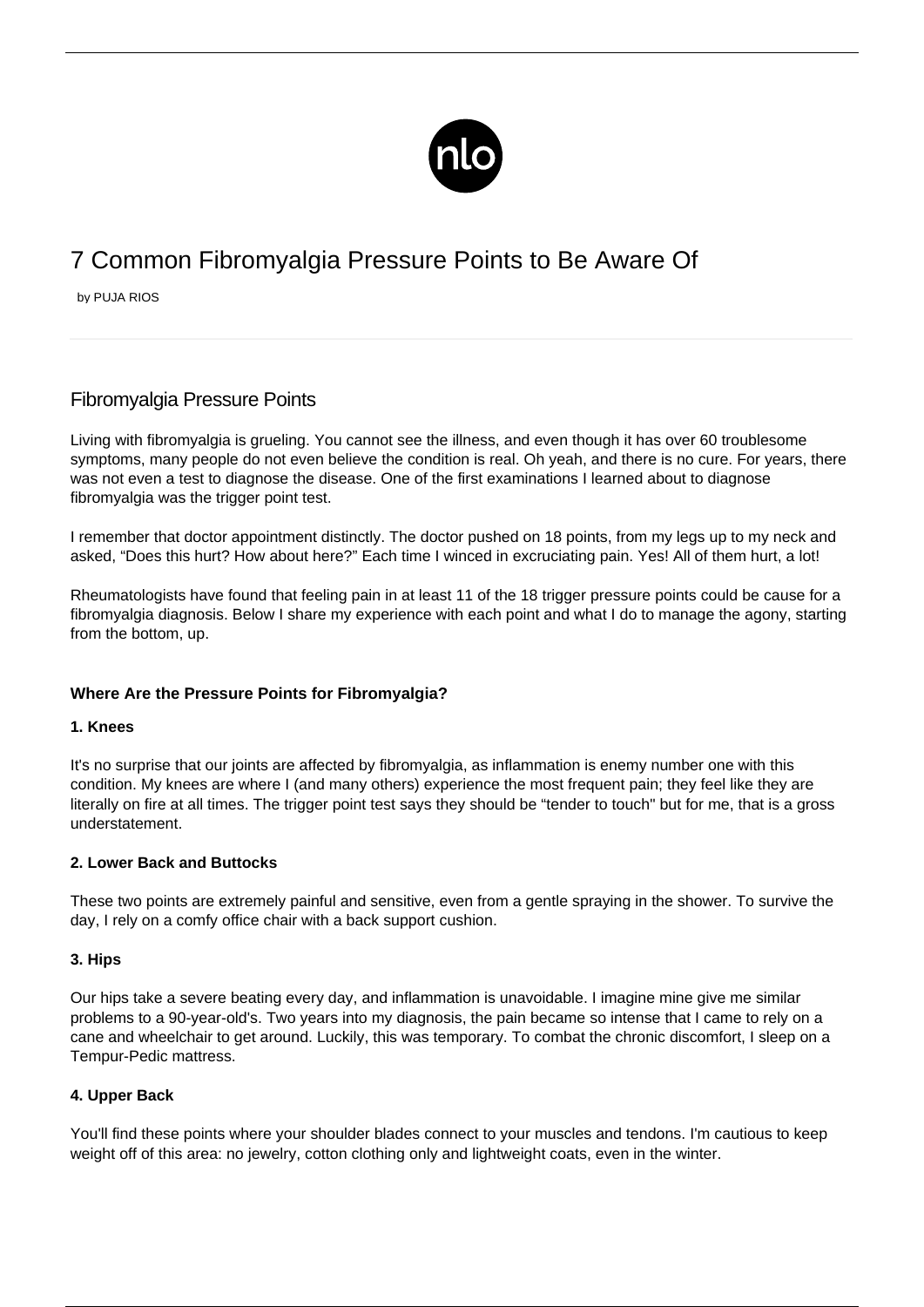# 7 Common Fibromyalgia Pressure Points to Be Aware Of

by PUJA RIOS

## Fibromyalgia Pressure Points

Living with fibromyalgia is grueling. You cannot see the illness, and even though it has over 60 troublesome symptoms, many people do not even believe the condition is real. Oh yeah, and there is no cure. For years, there was not even a test to diagnose the disease. One of the first examinations I learned about to diagnose fibromyalgia was the trigger point test.

I remember that doctor appointment distinctly. The doctor pushed on 18 points, from my legs up to my neck and asked, "Does this hurt? How about here?" Each time I winced in excruciating pain. Yes! All of them hurt, a lot!

Rheumatologists have found that feeling pain in at least 11 of the 18 trigger pressure points could be cause for a fibromyalgia diagnosis. Below I share my experience with each point and what I do to manage the agony, starting from the bottom, up.

### Where Are the Pressure Points for Fibromyalgia?

#### 1. Knees

It's no surprise that our joints are affected by fibromyalgia, as inflammation is enemy number one with this condition. My knees are where I (and many others) experience the most frequent pain; they feel like they are literally on fire at all times. The trigger point test says they should be "tender to touch" but for me, that is a gross understatement.

#### 2. Lower Back and Buttocks

These two points are extremely painful and sensitive, even from a gentle spraying in the shower. To survive the day, I rely on a comfy office chair with a back support cushion.

#### 3. Hips

Our hips take a severe beating every day, and inflammation is unavoidable. I imagine mine give me similar problems to a 90-year-old's. Two years into my diagnosis, the pain became so intense that I came to rely on a cane and wheelchair to get around. Luckily, this was temporary. To combat the chronic discomfort, I sleep on a Tempur-Pedic mattress.

#### 4. Upper Back

You'll find these points where your shoulder blades connect to your muscles and tendons. I'm cautious to keep weight off of this area: no jewelry, cotton clothing only and lightweight coats, even in the winter.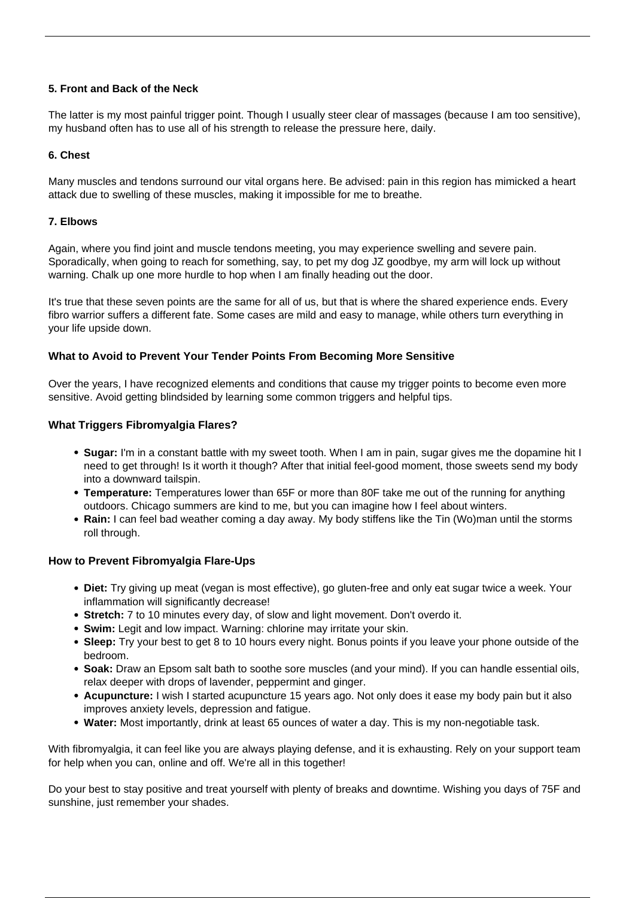#### 5. Front and Back of the Neck

The latter is my most painful trigger point. Though I usually steer clear of massages (because I am too sensitive), my husband often has to use all of his strength to release the pressure here, daily.

#### 6. Chest

Many muscles and tendons surround our vital organs here. Be advised: pain in this region has mimicked a heart attack due to swelling of these muscles, making it impossible for me to breathe.

#### 7. Elbows

Again, where you find joint and muscle tendons meeting, you may experience swelling and severe pain. Sporadically, when going to reach for something, say, to pet my dog JZ goodbye, my arm will lock up without warning. Chalk up one more hurdle to hop when I am finally heading out the door.

It's true that these seven points are the same for all of us, but that is where the shared experience ends. Every fibro warrior suffers a different fate. Some cases are mild and easy to manage, while others turn everything in your life upside down.

### What to Avoid to Prevent Your Tender Points From Becoming More Sensitive

Over the years, I have recognized elements and conditions that cause my trigger points to become even more sensitive. Avoid getting blindsided by learning some common triggers and helpful tips.

### What Triggers Fibromyalgia Flares?

- **Sugar:** I'm in a constant battle with my sweet tooth. When I am in pain, sugar gives me the dopamine hit I need to get through! Is it worth it though? After that initial feel-good moment, those sweets send my body into a downward tailspin.
- **Temperature:** Temperatures lower than 65F or more than 80F take me out of the running for anything outdoors. Chicago summers are kind to me, but you can imagine how I feel about winters.
- **Rain:** I can feel bad weather coming a day away. My body stiffens like the Tin (Wo)man until the storms roll through.

### How to Prevent Fibromyalgia Flare-Ups

- **Diet:** Try giving up meat (vegan is most effective), go gluten-free and only eat sugar twice a week. Your inflammation will significantly decrease!
- **Stretch:** 7 to 10 minutes every day, of slow and light movement. Don't overdo it.
- **Swim:** Legit and low impact. Warning: chlorine may irritate your skin.
- **Sleep:** Try your best to get 8 to 10 hours every night. Bonus points if you leave your phone outside of the bedroom.
- **Soak:** Draw an Epsom salt bath to soothe sore muscles (and your mind). If you can handle essential oils, relax deeper with drops of lavender, peppermint and ginger.
- **Acupuncture:** I wish I started acupuncture 15 years ago. Not only does it ease my body pain but it also improves anxiety levels, depression and fatigue.
- **Water:** Most importantly, drink at least 65 ounces of water a day. This is my non-negotiable task.

With fibromyalgia, it can feel like you are always playing defense, and it is exhausting. Rely on your support team for help when you can, online and off. We're all in this together!

Do your best to stay positive and treat yourself with plenty of breaks and downtime. Wishing you days of 75F and sunshine, just remember your shades.